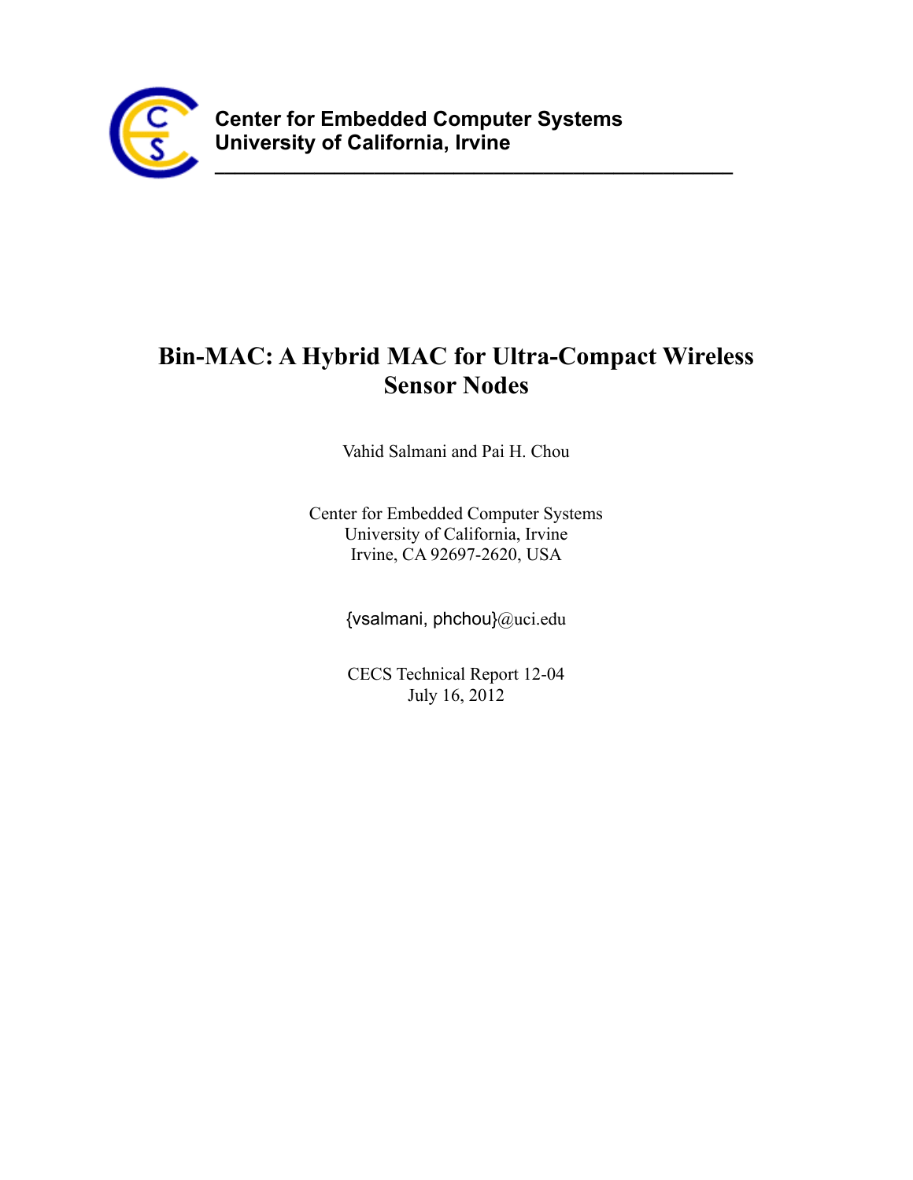**Center for Embedded Computer Systems**
**University of California, Irvine**

---

# Bin-MAC: A Hybrid MAC for Ultra-Compact Wireless Sensor Nodes

Vahid Salmani and Pai H. Chou

Center for Embedded Computer Systems
University of California, Irvine
Irvine, CA 92697-2620, USA

{vsalmani, phchou}@uci.edu

CECS Technical Report 12-04
July 16, 2012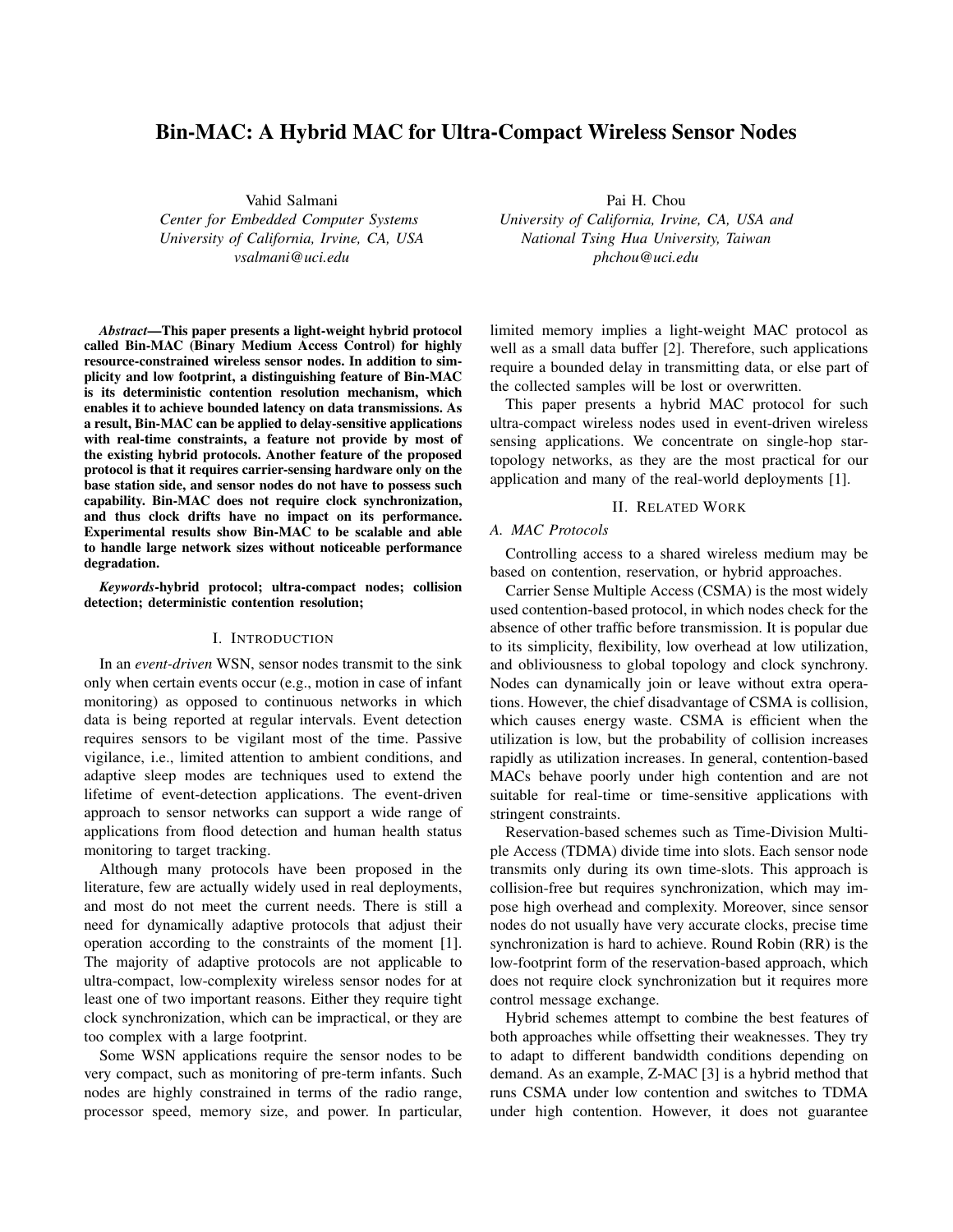# Bin-MAC: A Hybrid MAC for Ultra-Compact Wireless Sensor Nodes

Vahid Salmani
*Center for Embedded Computer Systems*
*University of California, Irvine, CA, USA*
*vsalmani@uci.edu*

Pai H. Chou
*University of California, Irvine, CA, USA and*
*National Tsing Hua University, Taiwan*
*phchou@uci.edu*

***Abstract*—This paper presents a light-weight hybrid protocol called Bin-MAC (Binary Medium Access Control) for highly resource-constrained wireless sensor nodes. In addition to simplicity and low footprint, a distinguishing feature of Bin-MAC is its deterministic contention resolution mechanism, which enables it to achieve bounded latency on data transmissions. As a result, Bin-MAC can be applied to delay-sensitive applications with real-time constraints, a feature not provide by most of the existing hybrid protocols. Another feature of the proposed protocol is that it requires carrier-sensing hardware only on the base station side, and sensor nodes do not have to possess such capability. Bin-MAC does not require clock synchronization, and thus clock drifts have no impact on its performance. Experimental results show Bin-MAC to be scalable and able to handle large network sizes without noticeable performance degradation.**

***Keywords*-hybrid protocol; ultra-compact nodes; collision detection; deterministic contention resolution;**

## I. Introduction

In an *event-driven* WSN, sensor nodes transmit to the sink only when certain events occur (e.g., motion in case of infant monitoring) as opposed to continuous networks in which data is being reported at regular intervals. Event detection requires sensors to be vigilant most of the time. Passive vigilance, i.e., limited attention to ambient conditions, and adaptive sleep modes are techniques used to extend the lifetime of event-detection applications. The event-driven approach to sensor networks can support a wide range of applications from flood detection and human health status monitoring to target tracking.

Although many protocols have been proposed in the literature, few are actually widely used in real deployments, and most do not meet the current needs. There is still a need for dynamically adaptive protocols that adjust their operation according to the constraints of the moment [1]. The majority of adaptive protocols are not applicable to ultra-compact, low-complexity wireless sensor nodes for at least one of two important reasons. Either they require tight clock synchronization, which can be impractical, or they are too complex with a large footprint.

Some WSN applications require the sensor nodes to be very compact, such as monitoring of pre-term infants. Such nodes are highly constrained in terms of the radio range, processor speed, memory size, and power. In particular, limited memory implies a light-weight MAC protocol as well as a small data buffer [2]. Therefore, such applications require a bounded delay in transmitting data, or else part of the collected samples will be lost or overwritten.

This paper presents a hybrid MAC protocol for such ultra-compact wireless nodes used in event-driven wireless sensing applications. We concentrate on single-hop star-topology networks, as they are the most practical for our application and many of the real-world deployments [1].

## II. Related Work

### A. MAC Protocols

Controlling access to a shared wireless medium may be based on contention, reservation, or hybrid approaches.

Carrier Sense Multiple Access (CSMA) is the most widely used contention-based protocol, in which nodes check for the absence of other traffic before transmission. It is popular due to its simplicity, flexibility, low overhead at low utilization, and obliviousness to global topology and clock synchrony. Nodes can dynamically join or leave without extra operations. However, the chief disadvantage of CSMA is collision, which causes energy waste. CSMA is efficient when the utilization is low, but the probability of collision increases rapidly as utilization increases. In general, contention-based MACs behave poorly under high contention and are not suitable for real-time or time-sensitive applications with stringent constraints.

Reservation-based schemes such as Time-Division Multiple Access (TDMA) divide time into slots. Each sensor node transmits only during its own time-slots. This approach is collision-free but requires synchronization, which may impose high overhead and complexity. Moreover, since sensor nodes do not usually have very accurate clocks, precise time synchronization is hard to achieve. Round Robin (RR) is the low-footprint form of the reservation-based approach, which does not require clock synchronization but it requires more control message exchange.

Hybrid schemes attempt to combine the best features of both approaches while offsetting their weaknesses. They try to adapt to different bandwidth conditions depending on demand. As an example, Z-MAC [3] is a hybrid method that runs CSMA under low contention and switches to TDMA under high contention. However, it does not guarantee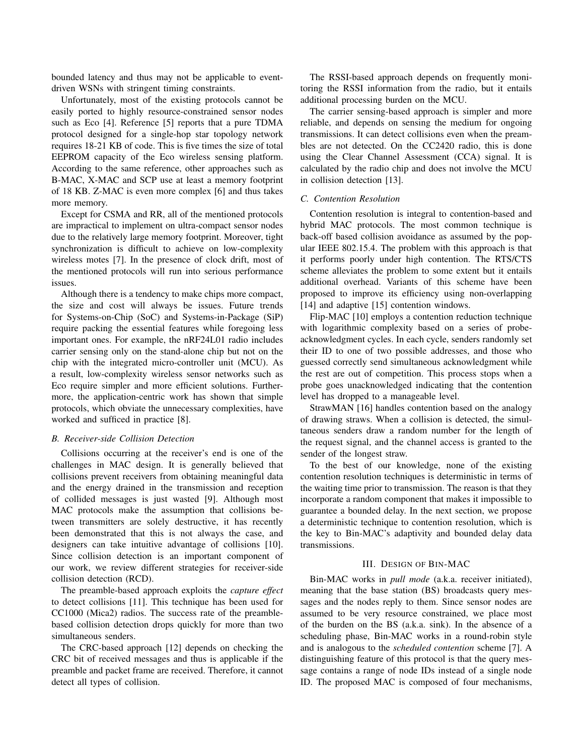bounded latency and thus may not be applicable to event-driven WSNs with stringent timing constraints.

Unfortunately, most of the existing protocols cannot be easily ported to highly resource-constrained sensor nodes such as Eco [4]. Reference [5] reports that a pure TDMA protocol designed for a single-hop star topology network requires 18-21 KB of code. This is five times the size of total EEPROM capacity of the Eco wireless sensing platform. According to the same reference, other approaches such as B-MAC, X-MAC and SCP use at least a memory footprint of 18 KB. Z-MAC is even more complex [6] and thus takes more memory.

Except for CSMA and RR, all of the mentioned protocols are impractical to implement on ultra-compact sensor nodes due to the relatively large memory footprint. Moreover, tight synchronization is difficult to achieve on low-complexity wireless motes [7]. In the presence of clock drift, most of the mentioned protocols will run into serious performance issues.

Although there is a tendency to make chips more compact, the size and cost will always be issues. Future trends for Systems-on-Chip (SoC) and Systems-in-Package (SiP) require packing the essential features while foregoing less important ones. For example, the nRF24L01 radio includes carrier sensing only on the stand-alone chip but not on the chip with the integrated micro-controller unit (MCU). As a result, low-complexity wireless sensor networks such as Eco require simpler and more efficient solutions. Furthermore, the application-centric work has shown that simple protocols, which obviate the unnecessary complexities, have worked and sufficed in practice [8].

### B. Receiver-side Collision Detection

Collisions occurring at the receiver's end is one of the challenges in MAC design. It is generally believed that collisions prevent receivers from obtaining meaningful data and the energy drained in the transmission and reception of collided messages is just wasted [9]. Although most MAC protocols make the assumption that collisions between transmitters are solely destructive, it has recently been demonstrated that this is not always the case, and designers can take intuitive advantage of collisions [10]. Since collision detection is an important component of our work, we review different strategies for receiver-side collision detection (RCD).

The preamble-based approach exploits the *capture effect* to detect collisions [11]. This technique has been used for CC1000 (Mica2) radios. The success rate of the preamble-based collision detection drops quickly for more than two simultaneous senders.

The CRC-based approach [12] depends on checking the CRC bit of received messages and thus is applicable if the preamble and packet frame are received. Therefore, it cannot detect all types of collision.

The RSSI-based approach depends on frequently monitoring the RSSI information from the radio, but it entails additional processing burden on the MCU.

The carrier sensing-based approach is simpler and more reliable, and depends on sensing the medium for ongoing transmissions. It can detect collisions even when the preambles are not detected. On the CC2420 radio, this is done using the Clear Channel Assessment (CCA) signal. It is calculated by the radio chip and does not involve the MCU in collision detection [13].

### C. Contention Resolution

Contention resolution is integral to contention-based and hybrid MAC protocols. The most common technique is back-off based collision avoidance as assumed by the popular IEEE 802.15.4. The problem with this approach is that it performs poorly under high contention. The RTS/CTS scheme alleviates the problem to some extent but it entails additional overhead. Variants of this scheme have been proposed to improve its efficiency using non-overlapping [14] and adaptive [15] contention windows.

Flip-MAC [10] employs a contention reduction technique with logarithmic complexity based on a series of probe-acknowledgment cycles. In each cycle, senders randomly set their ID to one of two possible addresses, and those who guessed correctly send simultaneous acknowledgment while the rest are out of competition. This process stops when a probe goes unacknowledged indicating that the contention level has dropped to a manageable level.

StrawMAN [16] handles contention based on the analogy of drawing straws. When a collision is detected, the simultaneous senders draw a random number for the length of the request signal, and the channel access is granted to the sender of the longest straw.

To the best of our knowledge, none of the existing contention resolution techniques is deterministic in terms of the waiting time prior to transmission. The reason is that they incorporate a random component that makes it impossible to guarantee a bounded delay. In the next section, we propose a deterministic technique to contention resolution, which is the key to Bin-MAC's adaptivity and bounded delay data transmissions.

## III. Design of Bin-MAC

Bin-MAC works in *pull mode* (a.k.a. receiver initiated), meaning that the base station (BS) broadcasts query messages and the nodes reply to them. Since sensor nodes are assumed to be very resource constrained, we place most of the burden on the BS (a.k.a. sink). In the absence of a scheduling phase, Bin-MAC works in a round-robin style and is analogous to the *scheduled contention* scheme [7]. A distinguishing feature of this protocol is that the query message contains a range of node IDs instead of a single node ID. The proposed MAC is composed of four mechanisms,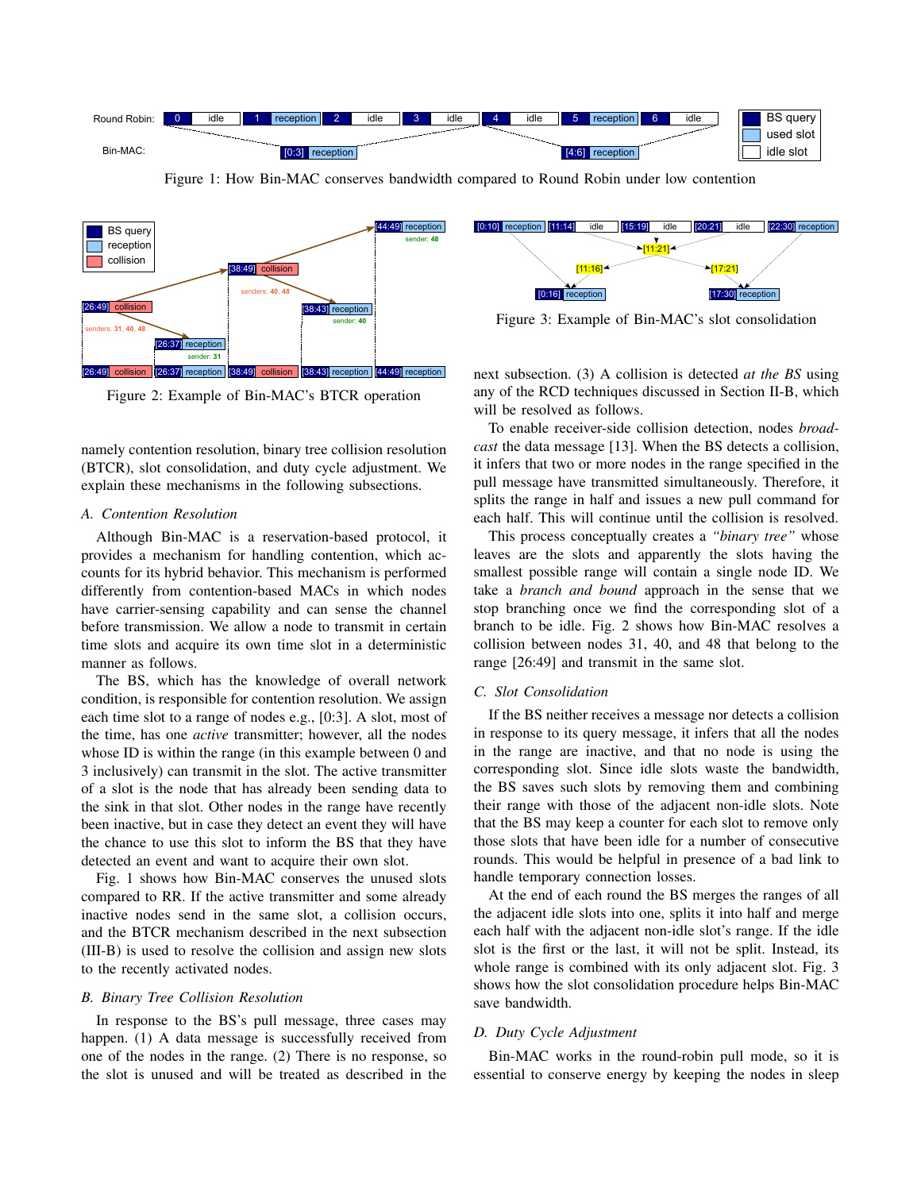Figure 1: How Bin-MAC conserves bandwidth compared to Round Robin under low contention

Figure 2: Example of Bin-MAC's BTCR operation

namely contention resolution, binary tree collision resolution (BTCR), slot consolidation, and duty cycle adjustment. We explain these mechanisms in the following subsections.

### A. Contention Resolution

Although Bin-MAC is a reservation-based protocol, it provides a mechanism for handling contention, which accounts for its hybrid behavior. This mechanism is performed differently from contention-based MACs in which nodes have carrier-sensing capability and can sense the channel before transmission. We allow a node to transmit in certain time slots and acquire its own time slot in a deterministic manner as follows.

The BS, which has the knowledge of overall network condition, is responsible for contention resolution. We assign each time slot to a range of nodes e.g., [0:3]. A slot, most of the time, has one *active* transmitter; however, all the nodes whose ID is within the range (in this example between 0 and 3 inclusively) can transmit in the slot. The active transmitter of a slot is the node that has already been sending data to the sink in that slot. Other nodes in the range have recently been inactive, but in case they detect an event they will have the chance to use this slot to inform the BS that they have detected an event and want to acquire their own slot.

Fig. 1 shows how Bin-MAC conserves the unused slots compared to RR. If the active transmitter and some already inactive nodes send in the same slot, a collision occurs, and the BTCR mechanism described in the next subsection (III-B) is used to resolve the collision and assign new slots to the recently activated nodes.

### B. Binary Tree Collision Resolution

In response to the BS's pull message, three cases may happen. (1) A data message is successfully received from one of the nodes in the range. (2) There is no response, so the slot is unused and will be treated as described in the next subsection. (3) A collision is detected *at the BS* using any of the RCD techniques discussed in Section II-B, which will be resolved as follows.

To enable receiver-side collision detection, nodes *broadcast* the data message [13]. When the BS detects a collision, it infers that two or more nodes in the range specified in the pull message have transmitted simultaneously. Therefore, it splits the range in half and issues a new pull command for each half. This will continue until the collision is resolved.

This process conceptually creates a *"binary tree"* whose leaves are the slots and apparently the slots having the smallest possible range will contain a single node ID. We take a *branch and bound* approach in the sense that we stop branching once we find the corresponding slot of a branch to be idle. Fig. 2 shows how Bin-MAC resolves a collision between nodes 31, 40, and 48 that belong to the range [26:49] and transmit in the same slot.

Figure 3: Example of Bin-MAC's slot consolidation

### C. Slot Consolidation

If the BS neither receives a message nor detects a collision in response to its query message, it infers that all the nodes in the range are inactive, and that no node is using the corresponding slot. Since idle slots waste the bandwidth, the BS saves such slots by removing them and combining their range with those of the adjacent non-idle slots. Note that the BS may keep a counter for each slot to remove only those slots that have been idle for a number of consecutive rounds. This would be helpful in presence of a bad link to handle temporary connection losses.

At the end of each round the BS merges the ranges of all the adjacent idle slots into one, splits it into half and merge each half with the adjacent non-idle slot's range. If the idle slot is the first or the last, it will not be split. Instead, its whole range is combined with its only adjacent slot. Fig. 3 shows how the slot consolidation procedure helps Bin-MAC save bandwidth.

### D. Duty Cycle Adjustment

Bin-MAC works in the round-robin pull mode, so it is essential to conserve energy by keeping the nodes in sleep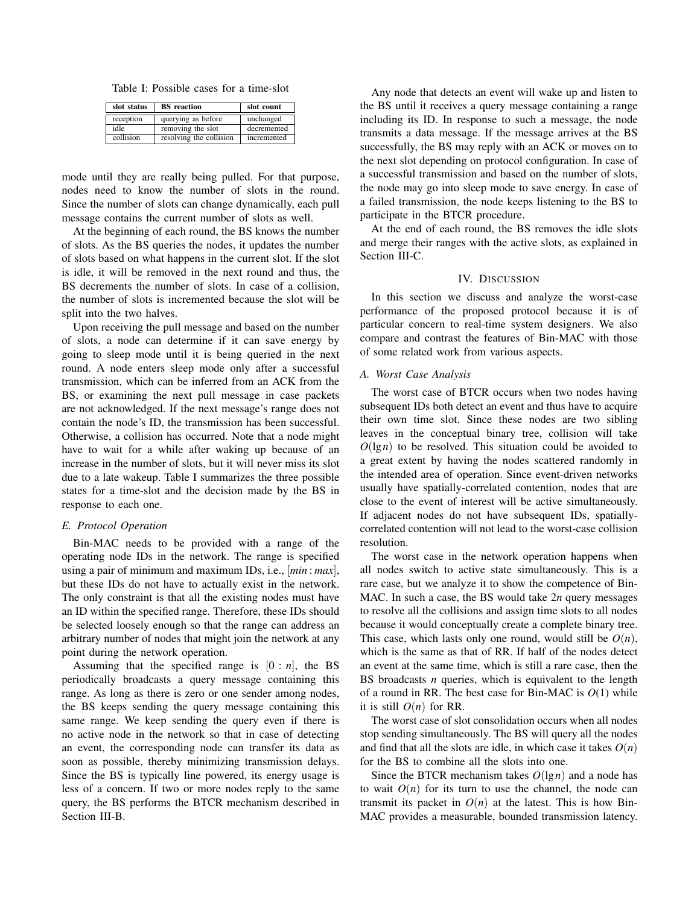Table I: Possible cases for a time-slot

| slot status | BS reaction | slot count |
|---|---|---|
| reception | querying as before | unchanged |
| idle | removing the slot | decremented |
| collision | resolving the collision | incremented |

mode until they are really being pulled. For that purpose, nodes need to know the number of slots in the round. Since the number of slots can change dynamically, each pull message contains the current number of slots as well.

At the beginning of each round, the BS knows the number of slots. As the BS queries the nodes, it updates the number of slots based on what happens in the current slot. If the slot is idle, it will be removed in the next round and thus, the BS decrements the number of slots. In case of a collision, the number of slots is incremented because the slot will be split into the two halves.

Upon receiving the pull message and based on the number of slots, a node can determine if it can save energy by going to sleep mode until it is being queried in the next round. A node enters sleep mode only after a successful transmission, which can be inferred from an ACK from the BS, or examining the next pull message in case packets are not acknowledged. If the next message's range does not contain the node's ID, the transmission has been successful. Otherwise, a collision has occurred. Note that a node might have to wait for a while after waking up because of an increase in the number of slots, but it will never miss its slot due to a late wakeup. Table I summarizes the three possible states for a time-slot and the decision made by the BS in response to each one.

### E. Protocol Operation

Bin-MAC needs to be provided with a range of the operating node IDs in the network. The range is specified using a pair of minimum and maximum IDs, i.e., $[min : max]$, but these IDs do not have to actually exist in the network. The only constraint is that all the existing nodes must have an ID within the specified range. Therefore, these IDs should be selected loosely enough so that the range can address an arbitrary number of nodes that might join the network at any point during the network operation.

Assuming that the specified range is $[0 : n]$, the BS periodically broadcasts a query message containing this range. As long as there is zero or one sender among nodes, the BS keeps sending the query message containing this same range. We keep sending the query even if there is no active node in the network so that in case of detecting an event, the corresponding node can transfer its data as soon as possible, thereby minimizing transmission delays. Since the BS is typically line powered, its energy usage is less of a concern. If two or more nodes reply to the same query, the BS performs the BTCR mechanism described in Section III-B.

Any node that detects an event will wake up and listen to the BS until it receives a query message containing a range including its ID. In response to such a message, the node transmits a data message. If the message arrives at the BS successfully, the BS may reply with an ACK or moves on to the next slot depending on protocol configuration. In case of a successful transmission and based on the number of slots, the node may go into sleep mode to save energy. In case of a failed transmission, the node keeps listening to the BS to participate in the BTCR procedure.

At the end of each round, the BS removes the idle slots and merge their ranges with the active slots, as explained in Section III-C.

## IV. Discussion

In this section we discuss and analyze the worst-case performance of the proposed protocol because it is of particular concern to real-time system designers. We also compare and contrast the features of Bin-MAC with those of some related work from various aspects.

### A. Worst Case Analysis

The worst case of BTCR occurs when two nodes having subsequent IDs both detect an event and thus have to acquire their own time slot. Since these nodes are two sibling leaves in the conceptual binary tree, collision will take $O(\lg n)$ to be resolved. This situation could be avoided to a great extent by having the nodes scattered randomly in the intended area of operation. Since event-driven networks usually have spatially-correlated contention, nodes that are close to the event of interest will be active simultaneously. If adjacent nodes do not have subsequent IDs, spatially-correlated contention will not lead to the worst-case collision resolution.

The worst case in the network operation happens when all nodes switch to active state simultaneously. This is a rare case, but we analyze it to show the competence of Bin-MAC. In such a case, the BS would take $2n$ query messages to resolve all the collisions and assign time slots to all nodes because it would conceptually create a complete binary tree. This case, which lasts only one round, would still be $O(n)$, which is the same as that of RR. If half of the nodes detect an event at the same time, which is still a rare case, then the BS broadcasts $n$ queries, which is equivalent to the length of a round in RR. The best case for Bin-MAC is $O(1)$ while it is still $O(n)$ for RR.

The worst case of slot consolidation occurs when all nodes stop sending simultaneously. The BS will query all the nodes and find that all the slots are idle, in which case it takes $O(n)$ for the BS to combine all the slots into one.

Since the BTCR mechanism takes $O(\lg n)$ and a node has to wait $O(n)$ for its turn to use the channel, the node can transmit its packet in $O(n)$ at the latest. This is how Bin-MAC provides a measurable, bounded transmission latency.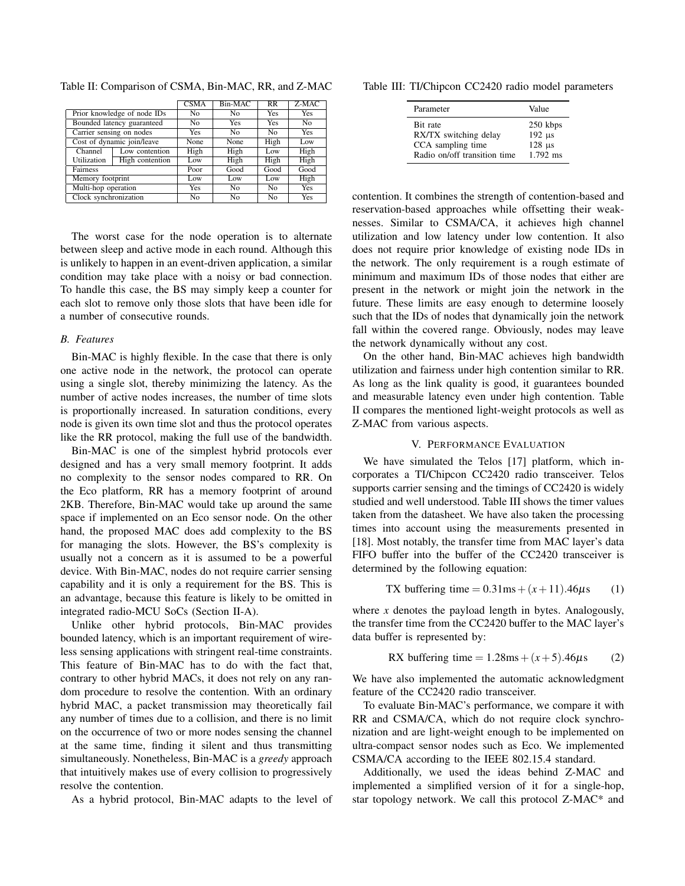Table II: Comparison of CSMA, Bin-MAC, RR, and Z-MAC

| | | CSMA | Bin-MAC | RR | Z-MAC |
|---|---|---|---|---|---|
| Prior knowledge of node IDs | | No | No | Yes | Yes |
| Bounded latency guaranteed | | No | Yes | Yes | No |
| Carrier sensing on nodes | | Yes | No | No | Yes |
| Cost of dynamic join/leave | | None | None | High | Low |
| Channel Utilization | Low contention | High | High | Low | High |
| | High contention | Low | High | High | High |
| Fairness | | Poor | Good | Good | Good |
| Memory footprint | | Low | Low | Low | High |
| Multi-hop operation | | Yes | No | No | Yes |
| Clock synchronization | | No | No | No | Yes |

The worst case for the node operation is to alternate between sleep and active mode in each round. Although this is unlikely to happen in an event-driven application, a similar condition may take place with a noisy or bad connection. To handle this case, the BS may simply keep a counter for each slot to remove only those slots that have been idle for a number of consecutive rounds.

### B. Features

Bin-MAC is highly flexible. In the case that there is only one active node in the network, the protocol can operate using a single slot, thereby minimizing the latency. As the number of active nodes increases, the number of time slots is proportionally increased. In saturation conditions, every node is given its own time slot and thus the protocol operates like the RR protocol, making the full use of the bandwidth.

Bin-MAC is one of the simplest hybrid protocols ever designed and has a very small memory footprint. It adds no complexity to the sensor nodes compared to RR. On the Eco platform, RR has a memory footprint of around 2KB. Therefore, Bin-MAC would take up around the same space if implemented on an Eco sensor node. On the other hand, the proposed MAC does add complexity to the BS for managing the slots. However, the BS's complexity is usually not a concern as it is assumed to be a powerful device. With Bin-MAC, nodes do not require carrier sensing capability and it is only a requirement for the BS. This is an advantage, because this feature is likely to be omitted in integrated radio-MCU SoCs (Section II-A).

Unlike other hybrid protocols, Bin-MAC provides bounded latency, which is an important requirement of wireless sensing applications with stringent real-time constraints. This feature of Bin-MAC has to do with the fact that, contrary to other hybrid MACs, it does not rely on any random procedure to resolve the contention. With an ordinary hybrid MAC, a packet transmission may theoretically fail any number of times due to a collision, and there is no limit on the occurrence of two or more nodes sensing the channel at the same time, finding it silent and thus transmitting simultaneously. Nonetheless, Bin-MAC is a *greedy* approach that intuitively makes use of every collision to progressively resolve the contention.

As a hybrid protocol, Bin-MAC adapts to the level of contention. It combines the strength of contention-based and reservation-based approaches while offsetting their weaknesses. Similar to CSMA/CA, it achieves high channel utilization and low latency under low contention. It also does not require prior knowledge of existing node IDs in the network. The only requirement is a rough estimate of minimum and maximum IDs of those nodes that either are present in the network or might join the network in the future. These limits are easy enough to determine loosely such that the IDs of nodes that dynamically join the network fall within the covered range. Obviously, nodes may leave the network dynamically without any cost.

On the other hand, Bin-MAC achieves high bandwidth utilization and fairness under high contention similar to RR. As long as the link quality is good, it guarantees bounded and measurable latency even under high contention. Table II compares the mentioned light-weight protocols as well as Z-MAC from various aspects.

Table III: TI/Chipcon CC2420 radio model parameters

| Parameter | Value |
|---|---|
| Bit rate | 250 kbps |
| RX/TX switching delay | 192 µs |
| CCA sampling time | 128 µs |
| Radio on/off transition time | 1.792 ms |

## V. Performance Evaluation

We have simulated the Telos [17] platform, which incorporates a TI/Chipcon CC2420 radio transceiver. Telos supports carrier sensing and the timings of CC2420 is widely studied and well understood. Table III shows the timer values taken from the datasheet. We have also taken the processing times into account using the measurements presented in [18]. Most notably, the transfer time from MAC layer's data FIFO buffer into the buffer of the CC2420 transceiver is determined by the following equation:

$$\text{TX buffering time} = 0.31\text{ms} + (x+11).46\mu\text{s} \qquad (1)$$

where $x$ denotes the payload length in bytes. Analogously, the transfer time from the CC2420 buffer to the MAC layer's data buffer is represented by:

$$\text{RX buffering time} = 1.28\text{ms} + (x+5).46\mu\text{s} \qquad (2)$$

We have also implemented the automatic acknowledgment feature of the CC2420 radio transceiver.

To evaluate Bin-MAC's performance, we compare it with RR and CSMA/CA, which do not require clock synchronization and are light-weight enough to be implemented on ultra-compact sensor nodes such as Eco. We implemented CSMA/CA according to the IEEE 802.15.4 standard.

Additionally, we used the ideas behind Z-MAC and implemented a simplified version of it for a single-hop, star topology network. We call this protocol Z-MAC* and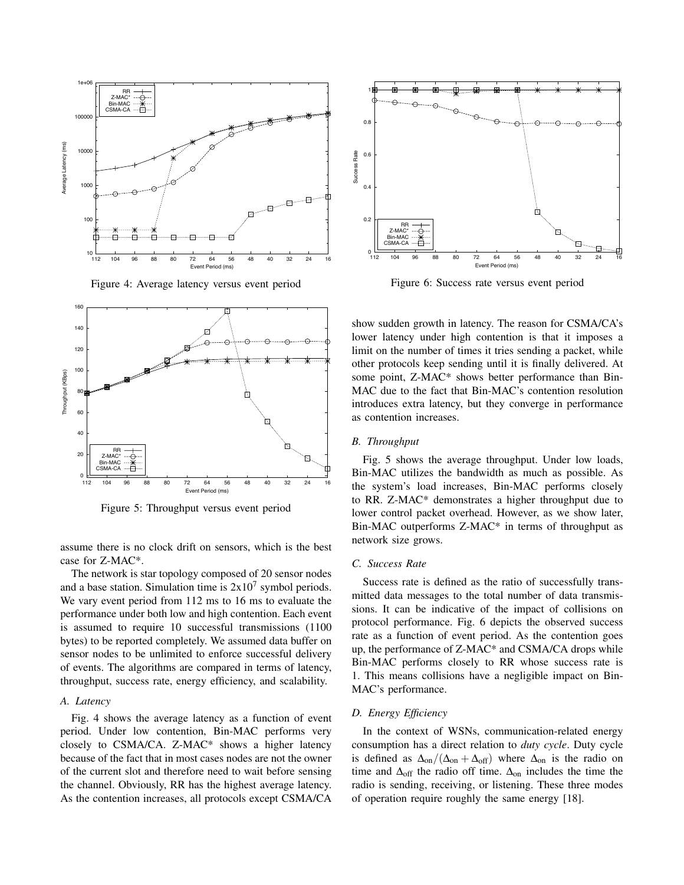Figure 4: Average latency versus event period

Figure 5: Throughput versus event period

Figure 6: Success rate versus event period

assume there is no clock drift on sensors, which is the best case for Z-MAC*.

The network is star topology composed of 20 sensor nodes and a base station. Simulation time is $2x10^7$ symbol periods. We vary event period from 112 ms to 16 ms to evaluate the performance under both low and high contention. Each event is assumed to require 10 successful transmissions (1100 bytes) to be reported completely. We assumed data buffer on sensor nodes to be unlimited to enforce successful delivery of events. The algorithms are compared in terms of latency, throughput, success rate, energy efficiency, and scalability.

### *A. Latency*

Fig. 4 shows the average latency as a function of event period. Under low contention, Bin-MAC performs very closely to CSMA/CA. Z-MAC* shows a higher latency because of the fact that in most cases nodes are not the owner of the current slot and therefore need to wait before sensing the channel. Obviously, RR has the highest average latency. As the contention increases, all protocols except CSMA/CA show sudden growth in latency. The reason for CSMA/CA's lower latency under high contention is that it imposes a limit on the number of times it tries sending a packet, while other protocols keep sending until it is finally delivered. At some point, Z-MAC* shows better performance than Bin-MAC due to the fact that Bin-MAC's contention resolution introduces extra latency, but they converge in performance as contention increases.

### *B. Throughput*

Fig. 5 shows the average throughput. Under low loads, Bin-MAC utilizes the bandwidth as much as possible. As the system's load increases, Bin-MAC performs closely to RR. Z-MAC* demonstrates a higher throughput due to lower control packet overhead. However, as we show later, Bin-MAC outperforms Z-MAC* in terms of throughput as network size grows.

### *C. Success Rate*

Success rate is defined as the ratio of successfully transmitted data messages to the total number of data transmissions. It can be indicative of the impact of collisions on protocol performance. Fig. 6 depicts the observed success rate as a function of event period. As the contention goes up, the performance of Z-MAC* and CSMA/CA drops while Bin-MAC performs closely to RR whose success rate is 1. This means collisions have a negligible impact on Bin-MAC's performance.

### *D. Energy Efficiency*

In the context of WSNs, communication-related energy consumption has a direct relation to *duty cycle*. Duty cycle is defined as $\Delta_{\text{on}}/(\Delta_{\text{on}}+\Delta_{\text{off}})$ where $\Delta_{\text{on}}$ is the radio on time and $\Delta_{\text{off}}$ the radio off time. $\Delta_{\text{on}}$ includes the time the radio is sending, receiving, or listening. These three modes of operation require roughly the same energy [18].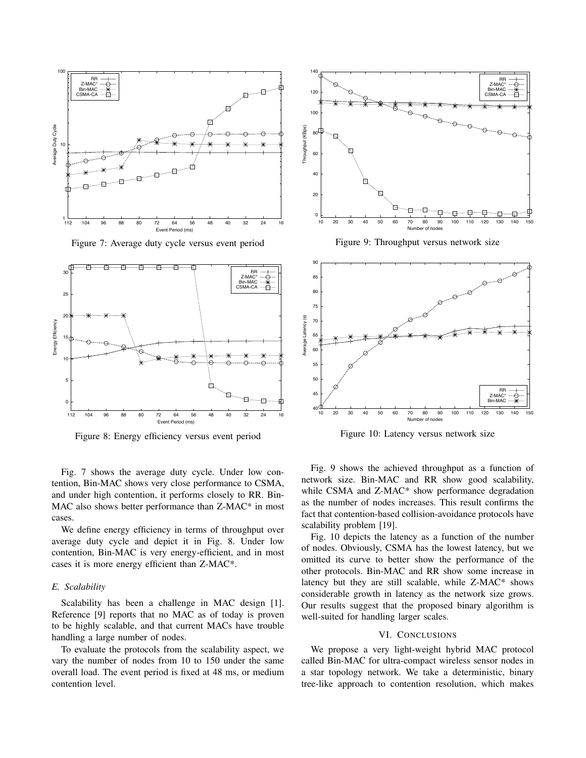Figure 7: Average duty cycle versus event period

Figure 8: Energy efficiency versus event period

Figure 9: Throughput versus network size

Figure 10: Latency versus network size

Fig. 7 shows the average duty cycle. Under low contention, Bin-MAC shows very close performance to CSMA, and under high contention, it performs closely to RR. Bin-MAC also shows better performance than Z-MAC* in most cases.

We define energy efficiency in terms of throughput over average duty cycle and depict it in Fig. 8. Under low contention, Bin-MAC is very energy-efficient, and in most cases it is more energy efficient than Z-MAC*.

### *E. Scalability*

Scalability has been a challenge in MAC design [1]. Reference [9] reports that no MAC as of today is proven to be highly scalable, and that current MACs have trouble handling a large number of nodes.

To evaluate the protocols from the scalability aspect, we vary the number of nodes from 10 to 150 under the same overall load. The event period is fixed at 48 ms, or medium contention level.

Fig. 9 shows the achieved throughput as a function of network size. Bin-MAC and RR show good scalability, while CSMA and Z-MAC* show performance degradation as the number of nodes increases. This result confirms the fact that contention-based collision-avoidance protocols have scalability problem [19].

Fig. 10 depicts the latency as a function of the number of nodes. Obviously, CSMA has the lowest latency, but we omitted its curve to better show the performance of the other protocols. Bin-MAC and RR show some increase in latency but they are still scalable, while Z-MAC* shows considerable growth in latency as the network size grows. Our results suggest that the proposed binary algorithm is well-suited for handling larger scales.

## VI. Conclusions

We propose a very light-weight hybrid MAC protocol called Bin-MAC for ultra-compact wireless sensor nodes in a star topology network. We take a deterministic, binary tree-like approach to contention resolution, which makes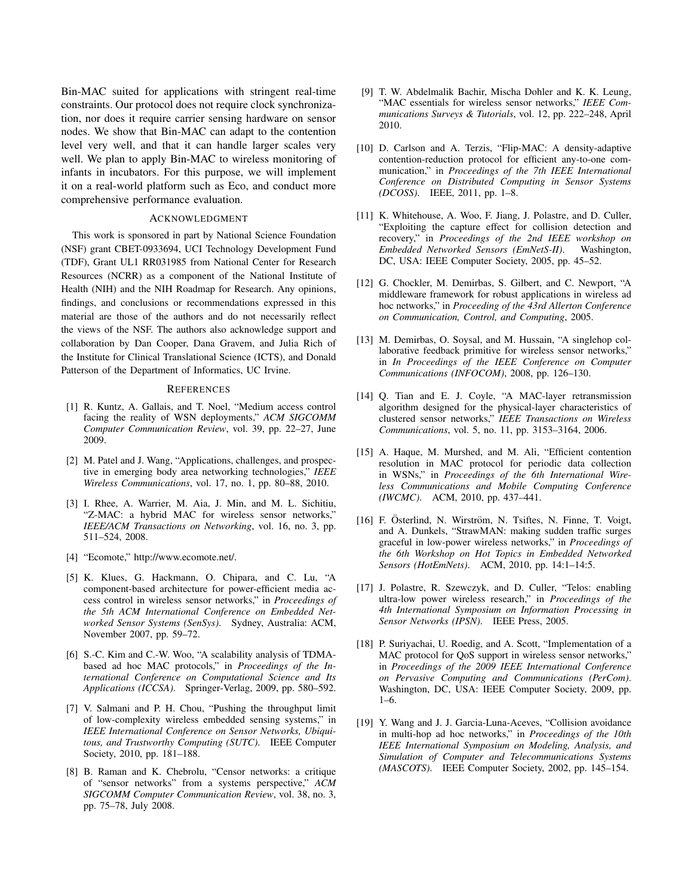Bin-MAC suited for applications with stringent real-time constraints. Our protocol does not require clock synchronization, nor does it require carrier sensing hardware on sensor nodes. We show that Bin-MAC can adapt to the contention level very well, and that it can handle larger scales very well. We plan to apply Bin-MAC to wireless monitoring of infants in incubators. For this purpose, we will implement it on a real-world platform such as Eco, and conduct more comprehensive performance evaluation.

## Acknowledgment

This work is sponsored in part by National Science Foundation (NSF) grant CBET-0933694, UCI Technology Development Fund (TDF), Grant UL1 RR031985 from National Center for Research Resources (NCRR) as a component of the National Institute of Health (NIH) and the NIH Roadmap for Research. Any opinions, findings, and conclusions or recommendations expressed in this material are those of the authors and do not necessarily reflect the views of the NSF. The authors also acknowledge support and collaboration by Dan Cooper, Dana Gravem, and Julia Rich of the Institute for Clinical Translational Science (ICTS), and Donald Patterson of the Department of Informatics, UC Irvine.

## References

[1] R. Kuntz, A. Gallais, and T. Noel, "Medium access control facing the reality of WSN deployments," *ACM SIGCOMM Computer Communication Review*, vol. 39, pp. 22–27, June 2009.

[2] M. Patel and J. Wang, "Applications, challenges, and prospective in emerging body area networking technologies," *IEEE Wireless Communications*, vol. 17, no. 1, pp. 80–88, 2010.

[3] I. Rhee, A. Warrier, M. Aia, J. Min, and M. L. Sichitiu, "Z-MAC: a hybrid MAC for wireless sensor networks," *IEEE/ACM Transactions on Networking*, vol. 16, no. 3, pp. 511–524, 2008.

[4] "Ecomote," http://www.ecomote.net/.

[5] K. Klues, G. Hackmann, O. Chipara, and C. Lu, "A component-based architecture for power-efficient media access control in wireless sensor networks," in *Proceedings of the 5th ACM International Conference on Embedded Networked Sensor Systems (SenSys)*. Sydney, Australia: ACM, November 2007, pp. 59–72.

[6] S.-C. Kim and C.-W. Woo, "A scalability analysis of TDMA-based ad hoc MAC protocols," in *Proceedings of the International Conference on Computational Science and Its Applications (ICCSA)*. Springer-Verlag, 2009, pp. 580–592.

[7] V. Salmani and P. H. Chou, "Pushing the throughput limit of low-complexity wireless embedded sensing systems," in *IEEE International Conference on Sensor Networks, Ubiquitous, and Trustworthy Computing (SUTC)*. IEEE Computer Society, 2010, pp. 181–188.

[8] B. Raman and K. Chebrolu, "Censor networks: a critique of "sensor networks" from a systems perspective," *ACM SIGCOMM Computer Communication Review*, vol. 38, no. 3, pp. 75–78, July 2008.

[9] T. W. Abdelmalik Bachir, Mischa Dohler and K. K. Leung, "MAC essentials for wireless sensor networks," *IEEE Communications Surveys & Tutorials*, vol. 12, pp. 222–248, April 2010.

[10] D. Carlson and A. Terzis, "Flip-MAC: A density-adaptive contention-reduction protocol for efficient any-to-one communication," in *Proceedings of the 7th IEEE International Conference on Distributed Computing in Sensor Systems (DCOSS)*. IEEE, 2011, pp. 1–8.

[11] K. Whitehouse, A. Woo, F. Jiang, J. Polastre, and D. Culler, "Exploiting the capture effect for collision detection and recovery," in *Proceedings of the 2nd IEEE workshop on Embedded Networked Sensors (EmNetS-II)*. Washington, DC, USA: IEEE Computer Society, 2005, pp. 45–52.

[12] G. Chockler, M. Demirbas, S. Gilbert, and C. Newport, "A middleware framework for robust applications in wireless ad hoc networks," in *Proceeding of the 43rd Allerton Conference on Communication, Control, and Computing*, 2005.

[13] M. Demirbas, O. Soysal, and M. Hussain, "A singlehop collaborative feedback primitive for wireless sensor networks," in *In Proceedings of the IEEE Conference on Computer Communications (INFOCOM)*, 2008, pp. 126–130.

[14] Q. Tian and E. J. Coyle, "A MAC-layer retransmission algorithm designed for the physical-layer characteristics of clustered sensor networks," *IEEE Transactions on Wireless Communications*, vol. 5, no. 11, pp. 3153–3164, 2006.

[15] A. Haque, M. Murshed, and M. Ali, "Efficient contention resolution in MAC protocol for periodic data collection in WSNs," in *Proceedings of the 6th International Wireless Communications and Mobile Computing Conference (IWCMC)*. ACM, 2010, pp. 437–441.

[16] F. Österlind, N. Wirström, N. Tsiftes, N. Finne, T. Voigt, and A. Dunkels, "StrawMAN: making sudden traffic surges graceful in low-power wireless networks," in *Proceedings of the 6th Workshop on Hot Topics in Embedded Networked Sensors (HotEmNets)*. ACM, 2010, pp. 14:1–14:5.

[17] J. Polastre, R. Szewczyk, and D. Culler, "Telos: enabling ultra-low power wireless research," in *Proceedings of the 4th International Symposium on Information Processing in Sensor Networks (IPSN)*. IEEE Press, 2005.

[18] P. Suriyachai, U. Roedig, and A. Scott, "Implementation of a MAC protocol for QoS support in wireless sensor networks," in *Proceedings of the 2009 IEEE International Conference on Pervasive Computing and Communications (PerCom)*. Washington, DC, USA: IEEE Computer Society, 2009, pp. 1–6.

[19] Y. Wang and J. J. Garcia-Luna-Aceves, "Collision avoidance in multi-hop ad hoc networks," in *Proceedings of the 10th IEEE International Symposium on Modeling, Analysis, and Simulation of Computer and Telecommunications Systems (MASCOTS)*. IEEE Computer Society, 2002, pp. 145–154.